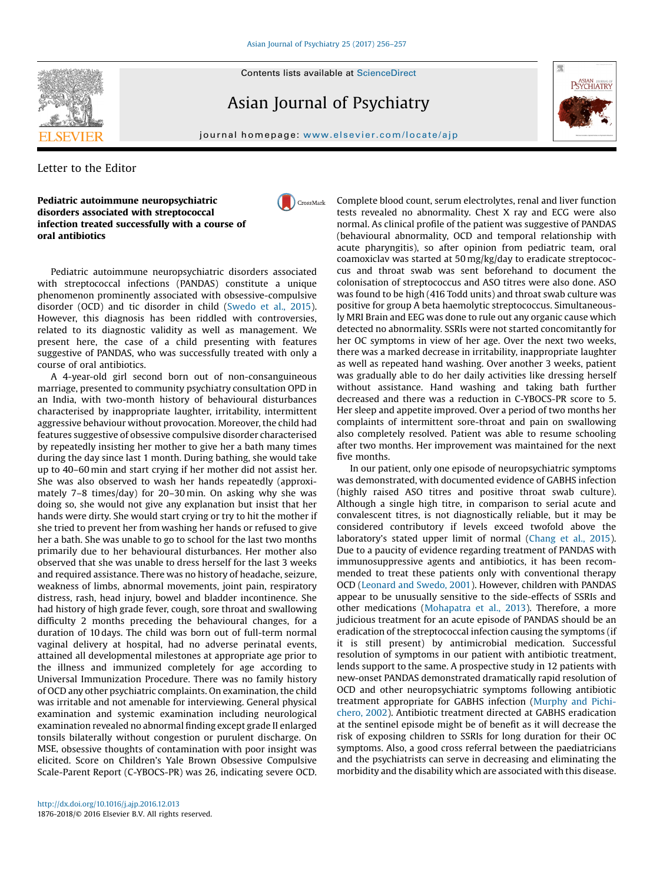Letter to the Editor

# Pediatric autoimmune neuropsychiatric disorders associated with streptococcal infection treated successfully with a course of oral antibiotics

Pediatric autoimmune neuropsychiatric disorders associated with streptococcal infections (PANDAS) constitute a unique phenomenon prominently associated with obsessive-compulsive disorder (OCD) and tic disorder in child (Swedo et al., 2015). However, this diagnosis has been riddled with controversies, related to its diagnostic validity as well as management. We present here, the case of a child presenting with features suggestive of PANDAS, who was successfully treated with only a course of oral antibiotics.

A 4-year-old girl second born out of non-consanguineous marriage, presented to community psychiatry consultation OPD in an India, with two-month history of behavioural disturbances characterised by inappropriate laughter, irritability, intermittent aggressive behaviour without provocation. Moreover, the child had features suggestive of obsessive compulsive disorder characterised by repeatedly insisting her mother to give her a bath many times during the day since last 1 month. During bathing, she would take up to 40–60 min and start crying if her mother did not assist her. She was also observed to wash her hands repeatedly (approximately 7–8 times/day) for 20–30 min. On asking why she was doing so, she would not give any explanation but insist that her hands were dirty. She would start crying or try to hit the mother if she tried to prevent her from washing her hands or refused to give her a bath. She was unable to go to school for the last two months primarily due to her behavioural disturbances. Her mother also observed that she was unable to dress herself for the last 3 weeks and required assistance. There was no history of headache, seizure, weakness of limbs, abnormal movements, joint pain, respiratory distress, rash, head injury, bowel and bladder incontinence. She had history of high grade fever, cough, sore throat and swallowing difficulty 2 months preceding the behavioural changes, for a duration of 10 days. The child was born out of full-term normal vaginal delivery at hospital, had no adverse perinatal events, attained all developmental milestones at appropriate age prior to the illness and immunized completely for age according to Universal Immunization Procedure. There was no family history of OCD any other psychiatric complaints. On examination, the child was irritable and not amenable for interviewing. General physical examination and systemic examination including neurological examination revealed no abnormal finding except grade II enlarged tonsils bilaterally without congestion or purulent discharge. On MSE, obsessive thoughts of contamination with poor insight was elicited. Score on Children's Yale Brown Obsessive Compulsive Scale-Parent Report (C-YBOCS-PR) was 26, indicating severe OCD. Complete blood count, serum electrolytes, renal and liver function tests revealed no abnormality. Chest X ray and ECG were also normal. As clinical profile of the patient was suggestive of PANDAS (behavioural abnormality, OCD and temporal relationship with acute pharyngitis), so after opinion from pediatric team, oral coamoxiclav was started at 50 mg/kg/day to eradicate streptococcus and throat swab was sent beforehand to document the colonisation of streptococcus and ASO titres were also done. ASO was found to be high (416 Todd units) and throat swab culture was positive for group A beta haemolytic streptococcus. Simultaneously MRI Brain and EEG was done to rule out any organic cause which detected no abnormality. SSRIs were not started concomitantly for her OC symptoms in view of her age. Over the next two weeks, there was a marked decrease in irritability, inappropriate laughter as well as repeated hand washing. Over another 3 weeks, patient was gradually able to do her daily activities like dressing herself without assistance. Hand washing and taking bath further decreased and there was a reduction in C-YBOCS-PR score to 5. Her sleep and appetite improved. Over a period of two months her complaints of intermittent sore-throat and pain on swallowing also completely resolved. Patient was able to resume schooling after two months. Her improvement was maintained for the next five months.

In our patient, only one episode of neuropsychiatric symptoms was demonstrated, with documented evidence of GABHS infection (highly raised ASO titres and positive throat swab culture). Although a single high titre, in comparison to serial acute and convalescent titres, is not diagnostically reliable, but it may be considered contributory if levels exceed twofold above the laboratory's stated upper limit of normal (Chang et al., 2015). Due to a paucity of evidence regarding treatment of PANDAS with immunosuppressive agents and antibiotics, it has been recommended to treat these patients only with conventional therapy OCD (Leonard and Swedo, 2001). However, children with PANDAS appear to be unusually sensitive to the side-effects of SSRIs and other medications (Mohapatra et al., 2013). Therefore, a more judicious treatment for an acute episode of PANDAS should be an eradication of the streptococcal infection causing the symptoms (if it is still present) by antimicrobial medication. Successful resolution of symptoms in our patient with antibiotic treatment, lends support to the same. A prospective study in 12 patients with new-onset PANDAS demonstrated dramatically rapid resolution of OCD and other neuropsychiatric symptoms following antibiotic treatment appropriate for GABHS infection (Murphy and Pichichero, 2002). Antibiotic treatment directed at GABHS eradication at the sentinel episode might be of benefit as it will decrease the risk of exposing children to SSRIs for long duration for their OC symptoms. Also, a good cross referral between the paediatricians and the psychiatrists can serve in decreasing and eliminating the morbidity and the disability which are associated with this disease.

http://dx.doi.org/10.1016/j.ajp.2016.12.013
1876-2018/© 2016 Elsevier B.V. All rights reserved.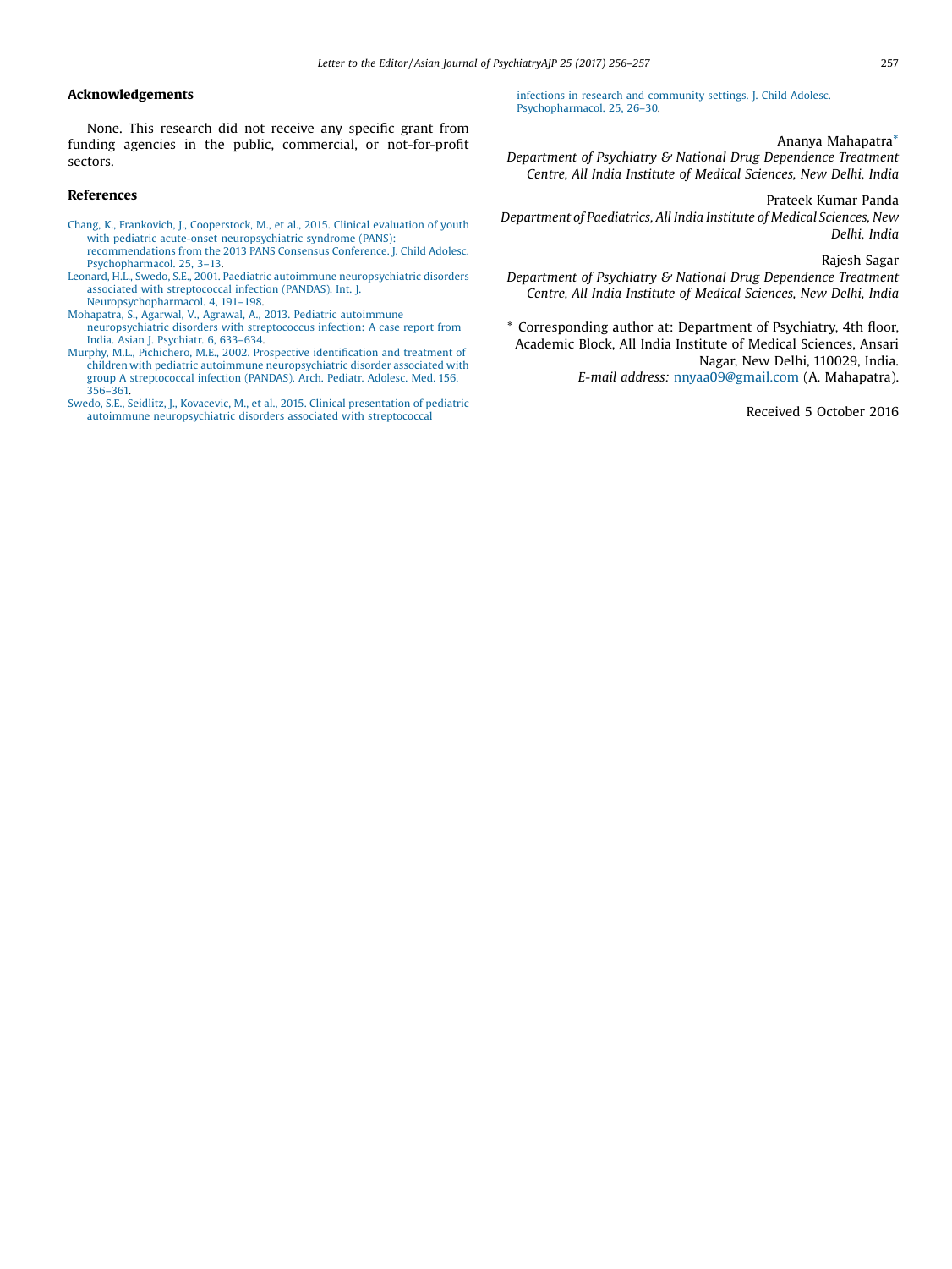## Acknowledgements

None. This research did not receive any specific grant from funding agencies in the public, commercial, or not-for-profit sectors.

## References

Chang, K., Frankovich, J., Cooperstock, M., et al., 2015. Clinical evaluation of youth with pediatric acute-onset neuropsychiatric syndrome (PANS): recommendations from the 2013 PANS Consensus Conference. J. Child Adolesc. Psychopharmacol. 25, 3–13.

Leonard, H.L., Swedo, S.E., 2001. Paediatric autoimmune neuropsychiatric disorders associated with streptococcal infection (PANDAS). Int. J. Neuropsychopharmacol. 4, 191–198.

Mohapatra, S., Agarwal, V., Agrawal, A., 2013. Pediatric autoimmune neuropsychiatric disorders with streptococcus infection: A case report from India. Asian J. Psychiatr. 6, 633–634.

Murphy, M.L., Pichichero, M.E., 2002. Prospective identification and treatment of children with pediatric autoimmune neuropsychiatric disorder associated with group A streptococcal infection (PANDAS). Arch. Pediatr. Adolesc. Med. 156, 356–361.

Swedo, S.E., Seidlitz, J., Kovacevic, M., et al., 2015. Clinical presentation of pediatric autoimmune neuropsychiatric disorders associated with streptococcal infections in research and community settings. J. Child Adolesc. Psychopharmacol. 25, 26–30.

Ananya Mahapatra*
*Department of Psychiatry & National Drug Dependence Treatment Centre, All India Institute of Medical Sciences, New Delhi, India*

Prateek Kumar Panda
*Department of Paediatrics, All India Institute of Medical Sciences, New Delhi, India*

Rajesh Sagar
*Department of Psychiatry & National Drug Dependence Treatment Centre, All India Institute of Medical Sciences, New Delhi, India*

* Corresponding author at: Department of Psychiatry, 4th floor, Academic Block, All India Institute of Medical Sciences, Ansari Nagar, New Delhi, 110029, India.
*E-mail address:* nnyaa09@gmail.com (A. Mahapatra).

Received 5 October 2016